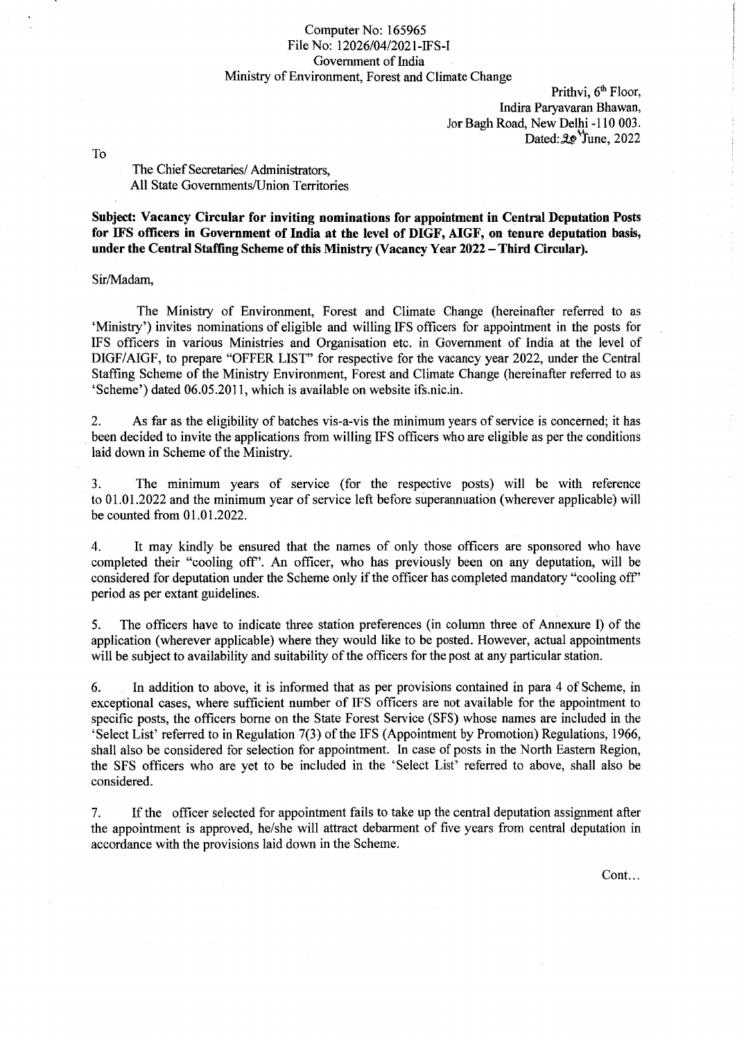Computer No: 165965
File No: 12026/04/2021-IFS-I
Government of India
Ministry of Environment, Forest and Climate Change

Prithvi, 6th Floor,
Indira Paryavaran Bhawan,
Jor Bagh Road, New Delhi -110 003.
Dated: 20th June, 2022

To

The Chief Secretaries/ Administrators,
All State Governments/Union Territories

**Subject: Vacancy Circular for inviting nominations for appointment in Central Deputation Posts for IFS officers in Government of India at the level of DIGF, AIGF, on tenure deputation basis, under the Central Staffing Scheme of this Ministry (Vacancy Year 2022 – Third Circular).**

Sir/Madam,

The Ministry of Environment, Forest and Climate Change (hereinafter referred to as 'Ministry') invites nominations of eligible and willing IFS officers for appointment in the posts for IFS officers in various Ministries and Organisation etc. in Government of India at the level of DIGF/AIGF, to prepare "OFFER LIST" for respective for the vacancy year 2022, under the Central Staffing Scheme of the Ministry Environment, Forest and Climate Change (hereinafter referred to as 'Scheme') dated 06.05.2011, which is available on website ifs.nic.in.

2. As far as the eligibility of batches vis-a-vis the minimum years of service is concerned; it has been decided to invite the applications from willing IFS officers who are eligible as per the conditions laid down in Scheme of the Ministry.

3. The minimum years of service (for the respective posts) will be with reference to 01.01.2022 and the minimum year of service left before superannuation (wherever applicable) will be counted from 01.01.2022.

4. It may kindly be ensured that the names of only those officers are sponsored who have completed their "cooling off". An officer, who has previously been on any deputation, will be considered for deputation under the Scheme only if the officer has completed mandatory "cooling off" period as per extant guidelines.

5. The officers have to indicate three station preferences (in column three of Annexure I) of the application (wherever applicable) where they would like to be posted. However, actual appointments will be subject to availability and suitability of the officers for the post at any particular station.

6. In addition to above, it is informed that as per provisions contained in para 4 of Scheme, in exceptional cases, where sufficient number of IFS officers are not available for the appointment to specific posts, the officers borne on the State Forest Service (SFS) whose names are included in the 'Select List' referred to in Regulation 7(3) of the IFS (Appointment by Promotion) Regulations, 1966, shall also be considered for selection for appointment. In case of posts in the North Eastern Region, the SFS officers who are yet to be included in the 'Select List' referred to above, shall also be considered.

7. If the officer selected for appointment fails to take up the central deputation assignment after the appointment is approved, he/she will attract debarment of five years from central deputation in accordance with the provisions laid down in the Scheme.

Cont...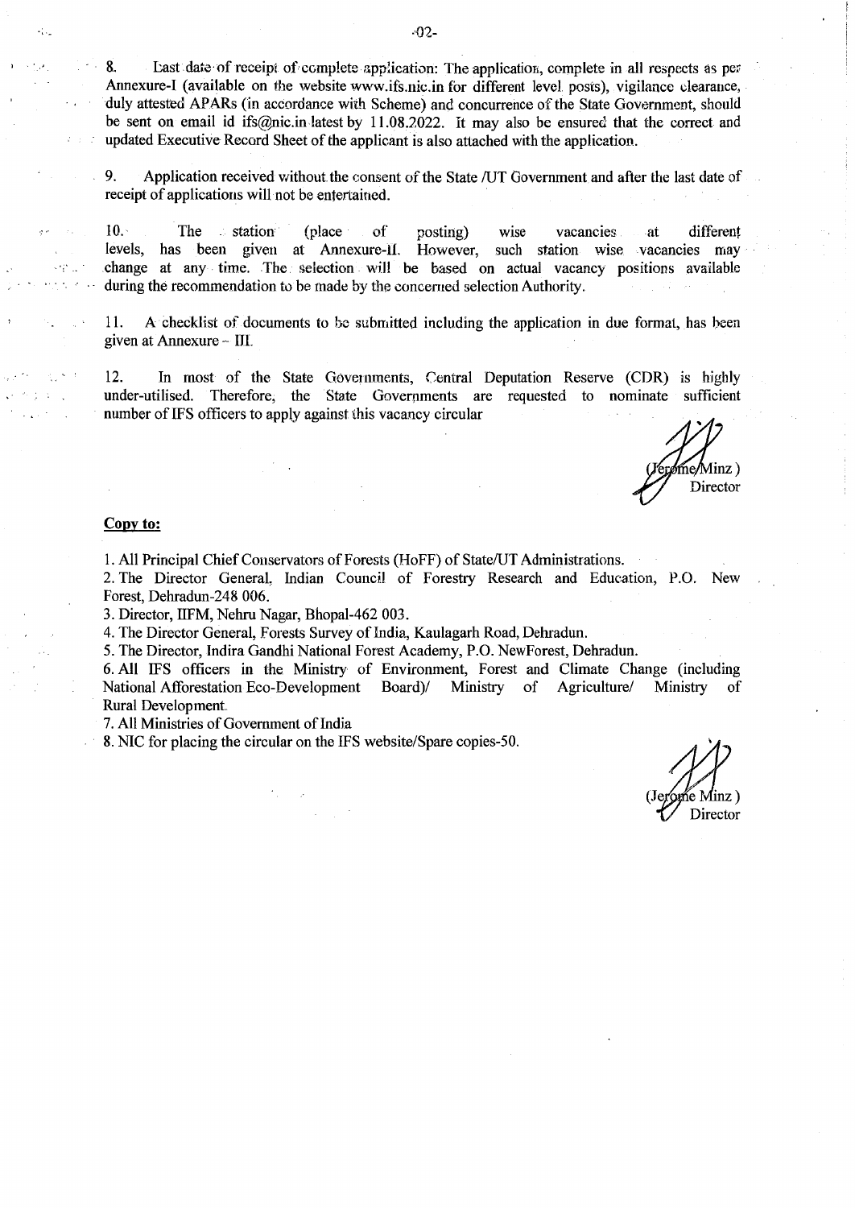8. Last date of receipt of complete application: The application, complete in all respects as per Annexure-I (available on the website www.ifs.nic.in for different level posts), vigilance clearance, duly attested APARs (in accordance with Scheme) and concurrence of the State Government, should be sent on email id ifs@nic.in latest by 11.08.2022. It may also be ensured that the correct and updated Executive Record Sheet of the applicant is also attached with the application.

9. Application received without the consent of the State /UT Government and after the last date of receipt of applications will not be entertained.

10. The station (place of posting) wise vacancies at different levels, has been given at Annexure-II. However, such station wise vacancies may change at any time. The selection will be based on actual vacancy positions available during the recommendation to be made by the concerned selection Authority.

11. A checklist of documents to be submitted including the application in due format, has been given at Annexure – III.

12. In most of the State Governments, Central Deputation Reserve (CDR) is highly under-utilised. Therefore, the State Governments are requested to nominate sufficient number of IFS officers to apply against this vacancy circular

(Jerome Minz)
Director

**Copy to:**

1. All Principal Chief Conservators of Forests (HoFF) of State/UT Administrations.
2. The Director General, Indian Council of Forestry Research and Education, P.O. New Forest, Dehradun-248 006.
3. Director, IIFM, Nehru Nagar, Bhopal-462 003.
4. The Director General, Forests Survey of India, Kaulagarh Road, Dehradun.
5. The Director, Indira Gandhi National Forest Academy, P.O. NewForest, Dehradun.
6. All IFS officers in the Ministry of Environment, Forest and Climate Change (including National Afforestation Eco-Development Board)/ Ministry of Agriculture/ Ministry of Rural Development.
7. All Ministries of Government of India
8. NIC for placing the circular on the IFS website/Spare copies-50.

(Jerome Minz)
Director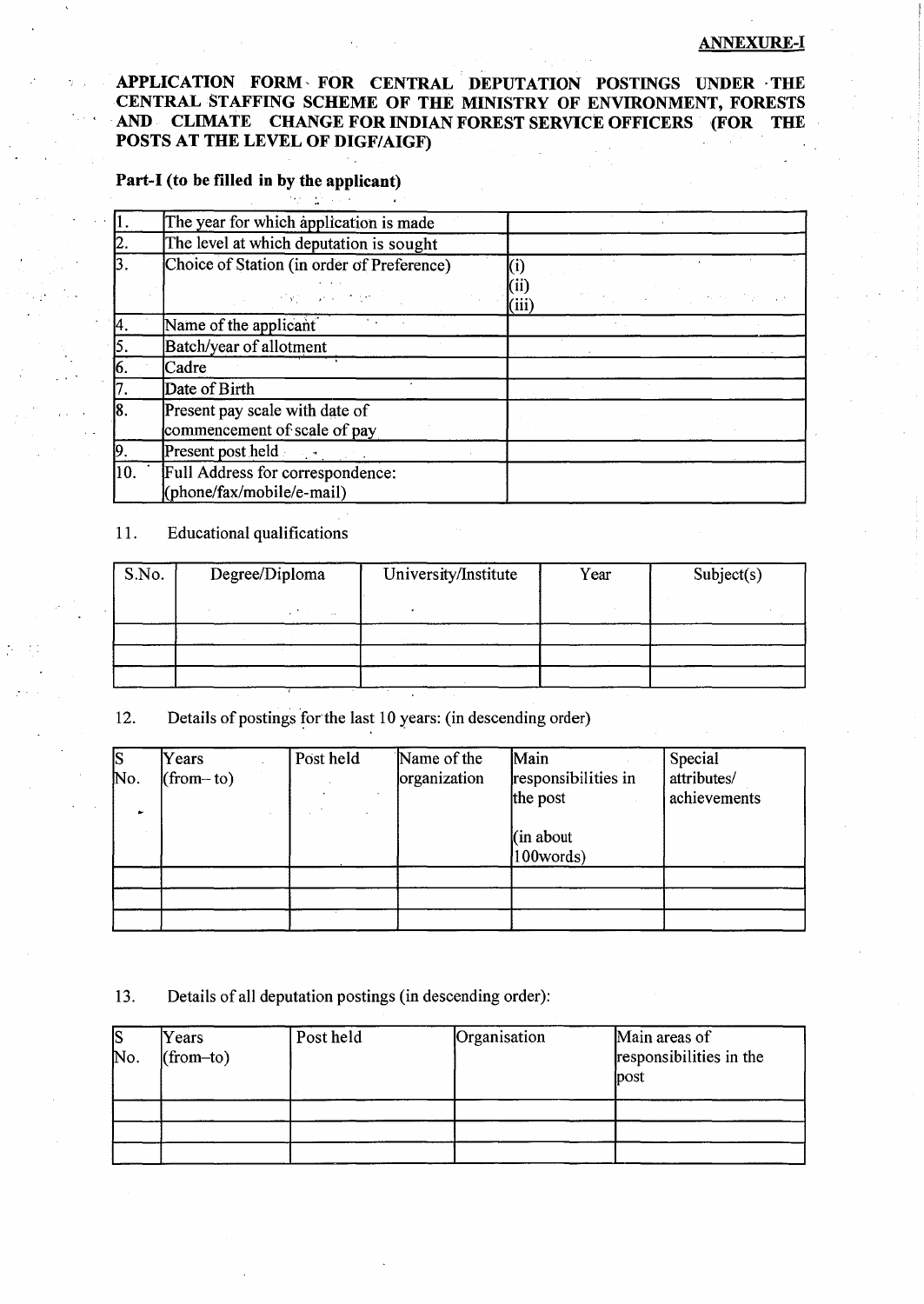**ANNEXURE-I**

**APPLICATION FORM FOR CENTRAL DEPUTATION POSTINGS UNDER THE CENTRAL STAFFING SCHEME OF THE MINISTRY OF ENVIRONMENT, FORESTS AND CLIMATE CHANGE FOR INDIAN FOREST SERVICE OFFICERS (FOR THE POSTS AT THE LEVEL OF DIGF/AIGF)**

**Part-I (to be filled in by the applicant)**

| | | |
|---|---|---|
| 1. | The year for which application is made | |
| 2. | The level at which deputation is sought | |
| 3. | Choice of Station (in order of Preference) | (i)<br>(ii)<br>(iii) |
| 4. | Name of the applicant | |
| 5. | Batch/year of allotment | |
| 6. | Cadre | |
| 7. | Date of Birth | |
| 8. | Present pay scale with date of commencement of scale of pay | |
| 9. | Present post held | |
| 10. | Full Address for correspondence: (phone/fax/mobile/e-mail) | |

11. Educational qualifications

| S.No. | Degree/Diploma | University/Institute | Year | Subject(s) |
|---|---|---|---|---|
| | | | | |
| | | | | |
| | | | | |

12. Details of postings for the last 10 years: (in descending order)

| S No. | Years (from– to) | Post held | Name of the organization | Main responsibilities in the post (in about 100words) | Special attributes/ achievements |
|---|---|---|---|---|---|
| | | | | | |
| | | | | | |
| | | | | | |

13. Details of all deputation postings (in descending order):

| S No. | Years (from–to) | Post held | Organisation | Main areas of responsibilities in the post |
|---|---|---|---|---|
| | | | | |
| | | | | |
| | | | | |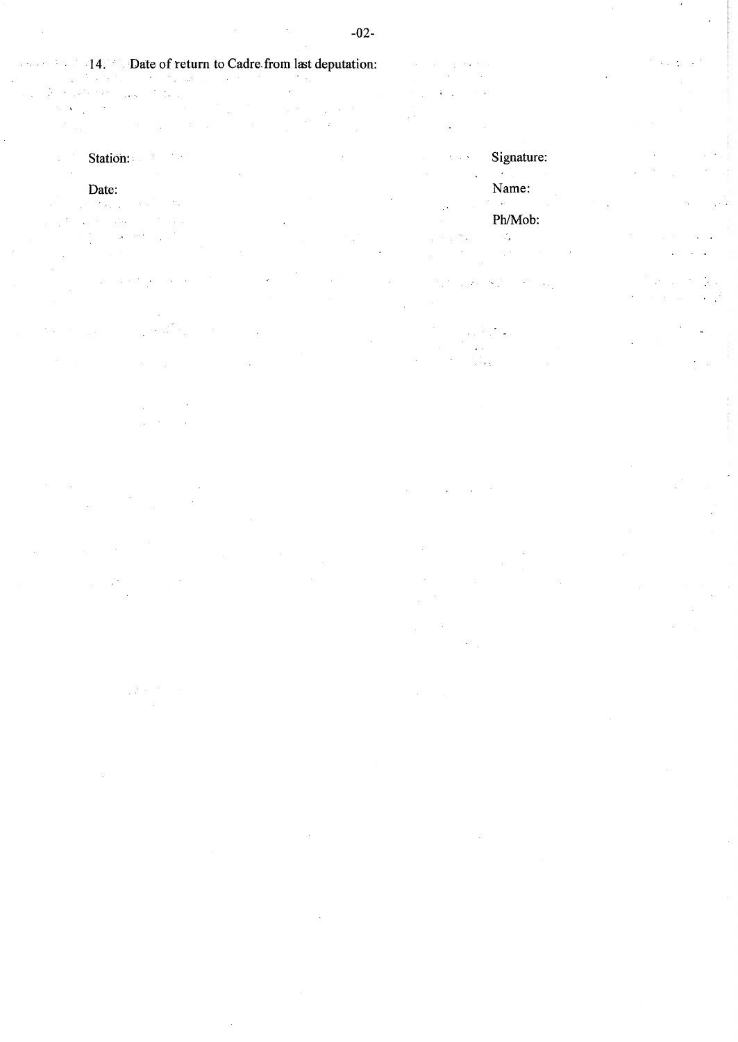14. Date of return to Cadre from last deputation:

Station:

Date:

Signature:

Name:

Ph/Mob: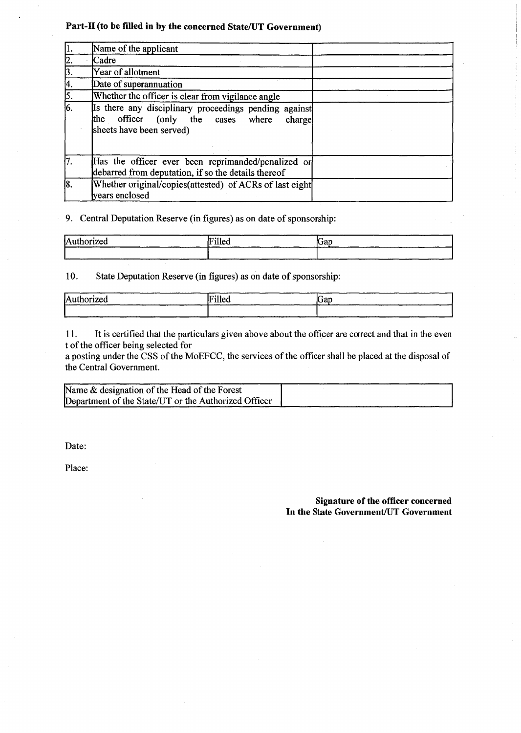**Part-II (to be filled in by the concerned State/UT Government)**

| | | |
|---|---|---|
| 1. | Name of the applicant | |
| 2. | Cadre | |
| 3. | Year of allotment | |
| 4. | Date of superannuation | |
| 5. | Whether the officer is clear from vigilance angle | |
| 6. | Is there any disciplinary proceedings pending against the officer (only the cases where charge sheets have been served) | |
| 7. | Has the officer ever been reprimanded/penalized or debarred from deputation, if so the details thereof | |
| 8. | Whether original/copies(attested) of ACRs of last eight years enclosed | |

9. Central Deputation Reserve (in figures) as on date of sponsorship:

| Authorized | Filled | Gap |
|---|---|---|
| | | |

10. State Deputation Reserve (in figures) as on date of sponsorship:

| Authorized | Filled | Gap |
|---|---|---|
| | | |

11. It is certified that the particulars given above about the officer are correct and that in the even t of the officer being selected for
a posting under the CSS of the MoEFCC, the services of the officer shall be placed at the disposal of the Central Government.

| | |
|---|---|
| Name & designation of the Head of the Forest Department of the State/UT or the Authorized Officer | |

Date:

Place:

**Signature of the officer concerned**
**In the State Government/UT Government**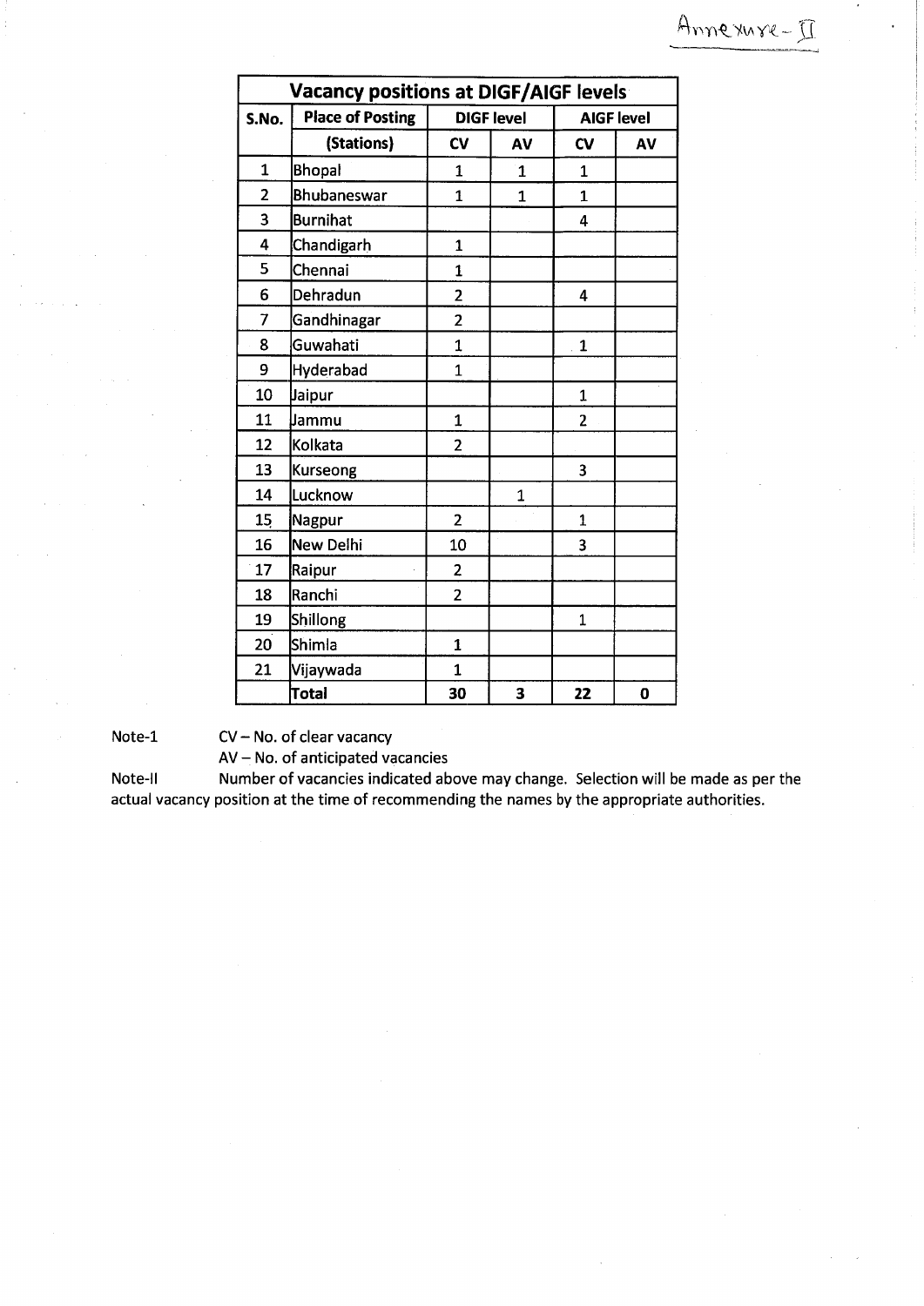Annexure- II

| Vacancy positions at DIGF/AIGF levels | | | | | |
|---|---|---|---|---|---|
| S.No. | Place of Posting | DIGF level | | AIGF level | |
| | (Stations) | CV | AV | CV | AV |
| 1 | Bhopal | 1 | 1 | 1 | |
| 2 | Bhubaneswar | 1 | 1 | 1 | |
| 3 | Burnihat | | | 4 | |
| 4 | Chandigarh | 1 | | | |
| 5 | Chennai | 1 | | | |
| 6 | Dehradun | 2 | | 4 | |
| 7 | Gandhinagar | 2 | | | |
| 8 | Guwahati | 1 | | 1 | |
| 9 | Hyderabad | 1 | | | |
| 10 | Jaipur | | | 1 | |
| 11 | Jammu | 1 | | 2 | |
| 12 | Kolkata | 2 | | | |
| 13 | Kurseong | | | 3 | |
| 14 | Lucknow | | 1 | | |
| 15 | Nagpur | 2 | | 1 | |
| 16 | New Delhi | 10 | | 3 | |
| 17 | Raipur | 2 | | | |
| 18 | Ranchi | 2 | | | |
| 19 | Shillong | | | 1 | |
| 20 | Shimla | 1 | | | |
| 21 | Vijaywada | 1 | | | |
| | **Total** | **30** | **3** | **22** | **0** |

Note-1 CV – No. of clear vacancy

AV – No. of anticipated vacancies

Note-II Number of vacancies indicated above may change. Selection will be made as per the actual vacancy position at the time of recommending the names by the appropriate authorities.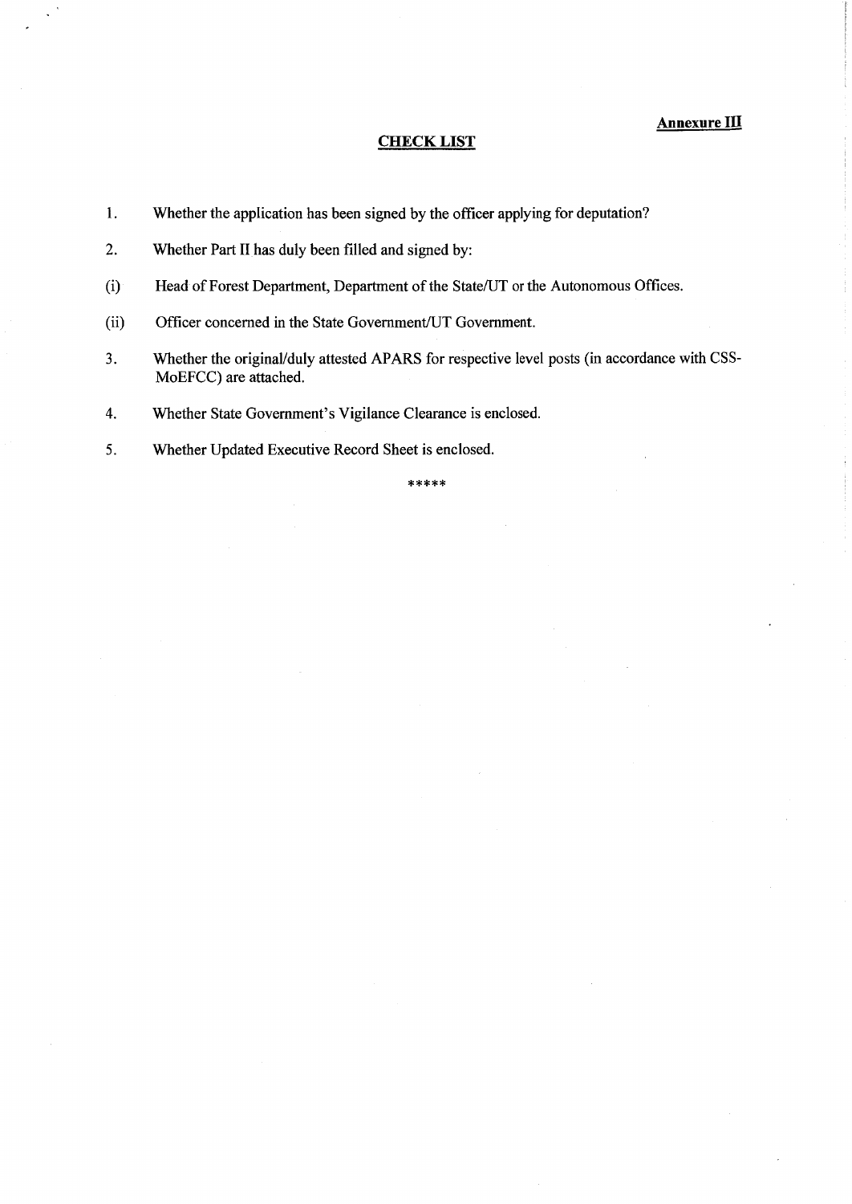**Annexure III**

## CHECK LIST

1. Whether the application has been signed by the officer applying for deputation?

2. Whether Part II has duly been filled and signed by:

(i) Head of Forest Department, Department of the State/UT or the Autonomous Offices.

(ii) Officer concerned in the State Government/UT Government.

3. Whether the original/duly attested APARS for respective level posts (in accordance with CSS-MoEFCC) are attached.

4. Whether State Government's Vigilance Clearance is enclosed.

5. Whether Updated Executive Record Sheet is enclosed.

*****